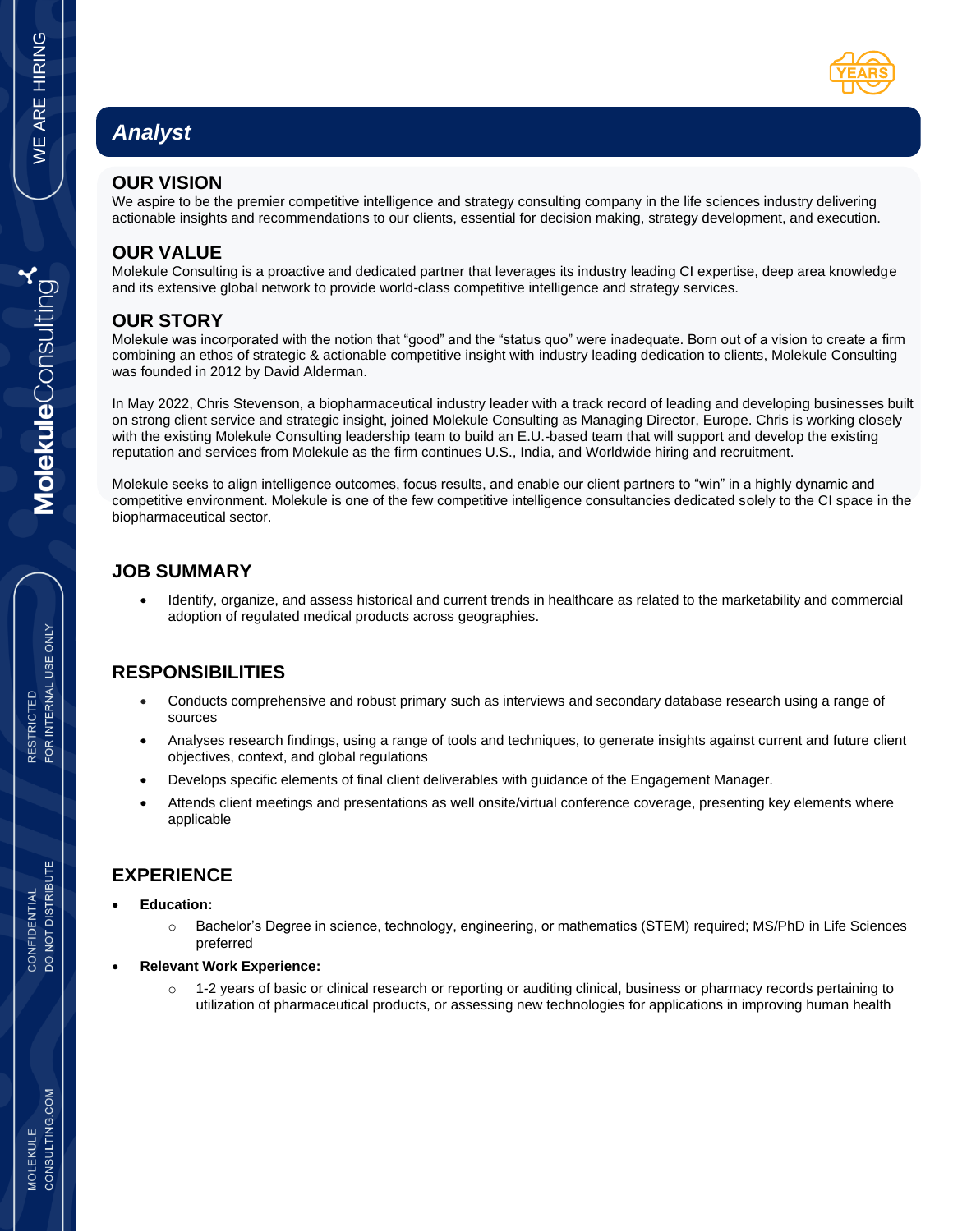# Analyst

## OUR VISION

We aspire to be the premier competitive intelligence and strategy consulting company in the life sciences industry delivering actionable insights and recommendations to our clients, essential for decision making, strategy development, and execution.

## OUR VALUE

Molekule Consulting is a proactive and dedicated partner that leverages its industry leading CI expertise, deep area knowledge and its extensive global network to provide world-class competitive intelligence and strategy services.

## OUR STORY

Molekule was incorporated with the notion that “good” and the “status quo” were inadequate. Born out of a vision to create a firm combining an ethos of strategic & actionable competitive insight with industry leading dedication to clients, Molekule Consulting was founded in 2012 by David Alderman.

In May 2022, Chris Stevenson, a biopharmaceutical industry leader with a track record of leading and developing businesses built on strong client service and strategic insight, joined Molekule Consulting as Managing Director, Europe. Chris is working closely with the existing Molekule Consulting leadership team to build an E.U.-based team that will support and develop the existing reputation and services from Molekule as the firm continues U.S., India, and Worldwide hiring and recruitment.

Molekule seeks to align intelligence outcomes, focus results, and enable our client partners to “win” in a highly dynamic and competitive environment. Molekule is one of the few competitive intelligence consultancies dedicated solely to the CI space in the biopharmaceutical sector.

## JOB SUMMARY

- Identify, organize, and assess historical and current trends in healthcare as related to the marketability and commercial adoption of regulated medical products across geographies.

## RESPONSIBILITIES

- Conducts comprehensive and robust primary such as interviews and secondary database research using a range of sources
- Analyses research findings, using a range of tools and techniques, to generate insights against current and future client objectives, context, and global regulations
- Develops specific elements of final client deliverables with guidance of the Engagement Manager.
- Attends client meetings and presentations as well onsite/virtual conference coverage, presenting key elements where applicable

## EXPERIENCE

- **Education:**
  - Bachelor’s Degree in science, technology, engineering, or mathematics (STEM) required; MS/PhD in Life Sciences preferred
- **Relevant Work Experience:**
  - 1-2 years of basic or clinical research or reporting or auditing clinical, business or pharmacy records pertaining to utilization of pharmaceutical products, or assessing new technologies for applications in improving human health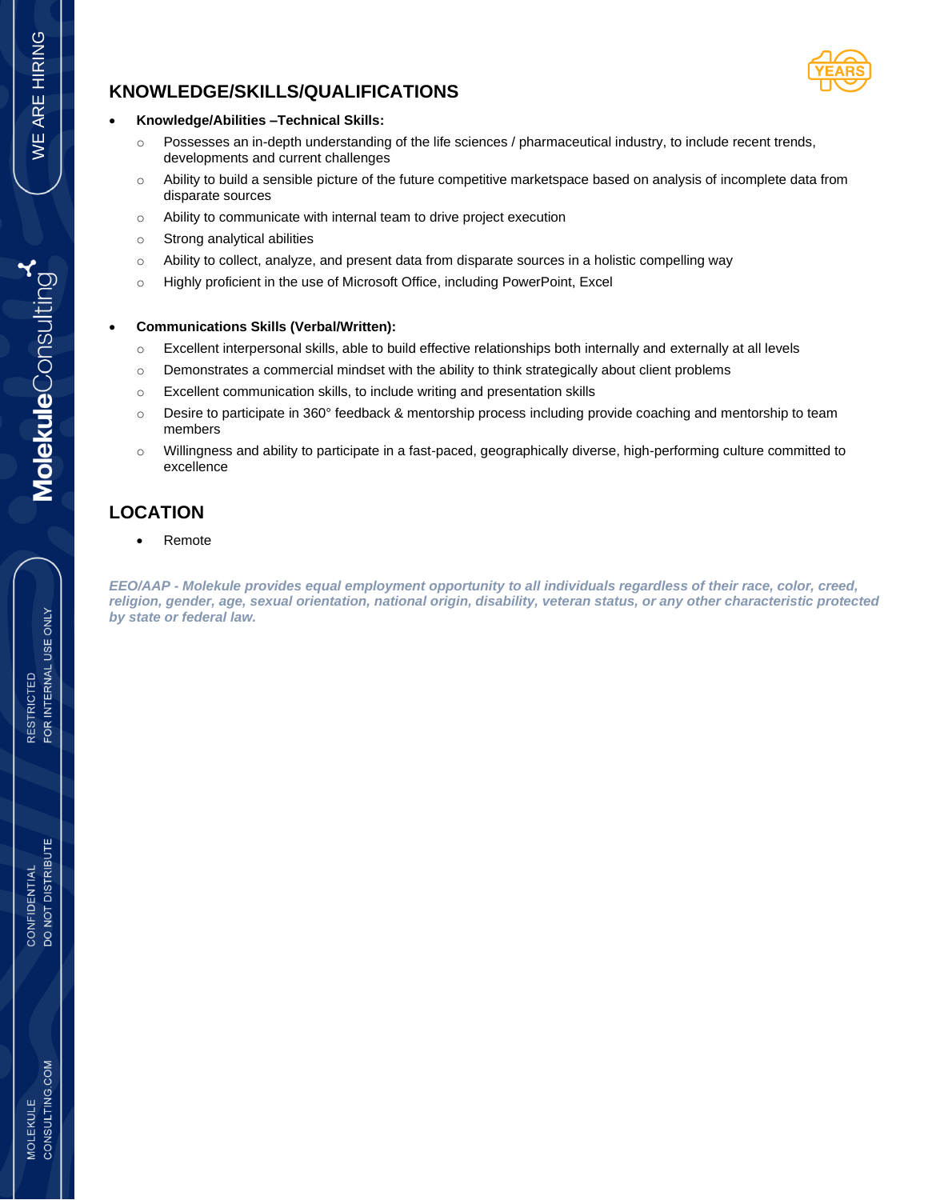## KNOWLEDGE/SKILLS/QUALIFICATIONS

- **Knowledge/Abilities –Technical Skills:**
  - Possesses an in-depth understanding of the life sciences / pharmaceutical industry, to include recent trends, developments and current challenges
  - Ability to build a sensible picture of the future competitive marketspace based on analysis of incomplete data from disparate sources
  - Ability to communicate with internal team to drive project execution
  - Strong analytical abilities
  - Ability to collect, analyze, and present data from disparate sources in a holistic compelling way
  - Highly proficient in the use of Microsoft Office, including PowerPoint, Excel

- **Communications Skills (Verbal/Written):**
  - Excellent interpersonal skills, able to build effective relationships both internally and externally at all levels
  - Demonstrates a commercial mindset with the ability to think strategically about client problems
  - Excellent communication skills, to include writing and presentation skills
  - Desire to participate in 360° feedback & mentorship process including provide coaching and mentorship to team members
  - Willingness and ability to participate in a fast-paced, geographically diverse, high-performing culture committed to excellence

## LOCATION

- Remote

***EEO/AAP - Molekule provides equal employment opportunity to all individuals regardless of their race, color, creed, religion, gender, age, sexual orientation, national origin, disability, veteran status, or any other characteristic protected by state or federal law.***